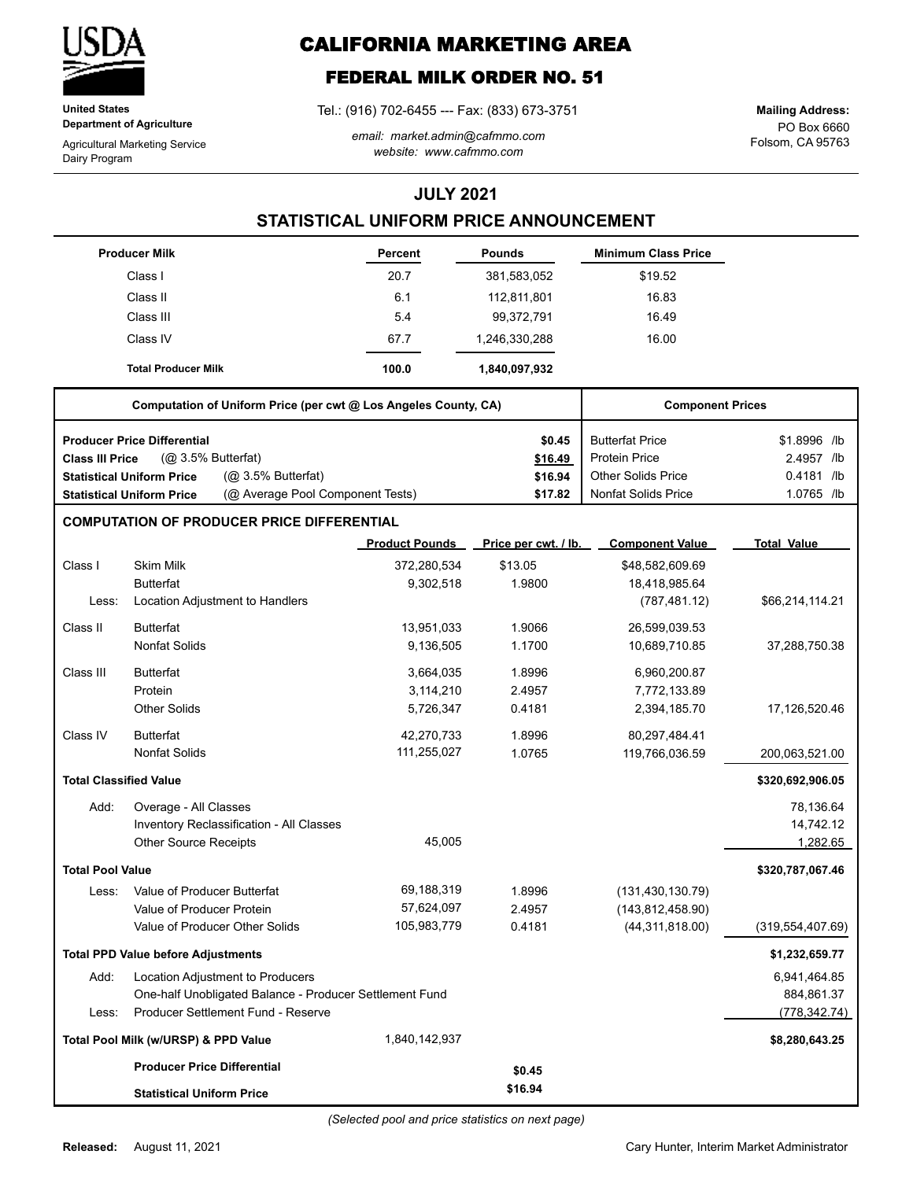**United States Department of Agriculture**

Agricultural Marketing Service
Dairy Program

# CALIFORNIA MARKETING AREA

## FEDERAL MILK ORDER NO. 51

Tel.: (916) 702-6455 --- Fax: (833) 673-3751

*email: market.admin@cafmmo.com*
*website: www.cafmmo.com*

**Mailing Address:**
PO Box 6660
Folsom, CA 95763

## JULY 2021

## STATISTICAL UNIFORM PRICE ANNOUNCEMENT

| Producer Milk | Percent | Pounds | Minimum Class Price |
|---|---|---|---|
| Class I | 20.7 | 381,583,052 | $19.52 |
| Class II | 6.1 | 112,811,801 | 16.83 |
| Class III | 5.4 | 99,372,791 | 16.49 |
| Class IV | 67.7 | 1,246,330,288 | 16.00 |
| **Total Producer Milk** | **100.0** | **1,840,097,932** | |

| Computation of Uniform Price (per cwt @ Los Angeles County, CA) | | Component Prices | |
|---|---|---|---|
| **Producer Price Differential** | **$0.45** | Butterfat Price | $1.8996 /lb |
| **Class III Price** (@ 3.5% Butterfat) | **$16.49** | Protein Price | 2.4957 /lb |
| **Statistical Uniform Price** (@ 3.5% Butterfat) | **$16.94** | Other Solids Price | 0.4181 /lb |
| **Statistical Uniform Price** (@ Average Pool Component Tests) | **$17.82** | Nonfat Solids Price | 1.0765 /lb |

### COMPUTATION OF PRODUCER PRICE DIFFERENTIAL

| | | Product Pounds | Price per cwt. / lb. | Component Value | Total Value |
|---|---|---|---|---|---|
| Class I | Skim Milk | 372,280,534 | $13.05 | $48,582,609.69 | |
| | Butterfat | 9,302,518 | 1.9800 | 18,418,985.64 | |
| Less: | Location Adjustment to Handlers | | | (787,481.12) | $66,214,114.21 |
| Class II | Butterfat | 13,951,033 | 1.9066 | 26,599,039.53 | |
| | Nonfat Solids | 9,136,505 | 1.1700 | 10,689,710.85 | 37,288,750.38 |
| Class III | Butterfat | 3,664,035 | 1.8996 | 6,960,200.87 | |
| | Protein | 3,114,210 | 2.4957 | 7,772,133.89 | |
| | Other Solids | 5,726,347 | 0.4181 | 2,394,185.70 | 17,126,520.46 |
| Class IV | Butterfat | 42,270,733 | 1.8996 | 80,297,484.41 | |
| | Nonfat Solids | 111,255,027 | 1.0765 | 119,766,036.59 | 200,063,521.00 |
| **Total Classified Value** | | | | | **$320,692,906.05** |
| Add: | Overage - All Classes | | | | 78,136.64 |
| | Inventory Reclassification - All Classes | | | | 14,742.12 |
| | Other Source Receipts | 45,005 | | | 1,282.65 |
| **Total Pool Value** | | | | | **$320,787,067.46** |
| Less: | Value of Producer Butterfat | 69,188,319 | 1.8996 | (131,430,130.79) | |
| | Value of Producer Protein | 57,624,097 | 2.4957 | (143,812,458.90) | |
| | Value of Producer Other Solids | 105,983,779 | 0.4181 | (44,311,818.00) | (319,554,407.69) |
| **Total PPD Value before Adjustments** | | | | | **$1,232,659.77** |
| Add: | Location Adjustment to Producers | | | | 6,941,464.85 |
| | One-half Unobligated Balance - Producer Settlement Fund | | | | 884,861.37 |
| Less: | Producer Settlement Fund - Reserve | | | | (778,342.74) |
| **Total Pool Milk (w/URSP) & PPD Value** | | 1,840,142,937 | | | **$8,280,643.25** |
| | **Producer Price Differential** | | **$0.45** | | |
| | **Statistical Uniform Price** | | **$16.94** | | |

*(Selected pool and price statistics on next page)*

**Released:** August 11, 2021

Cary Hunter, Interim Market Administrator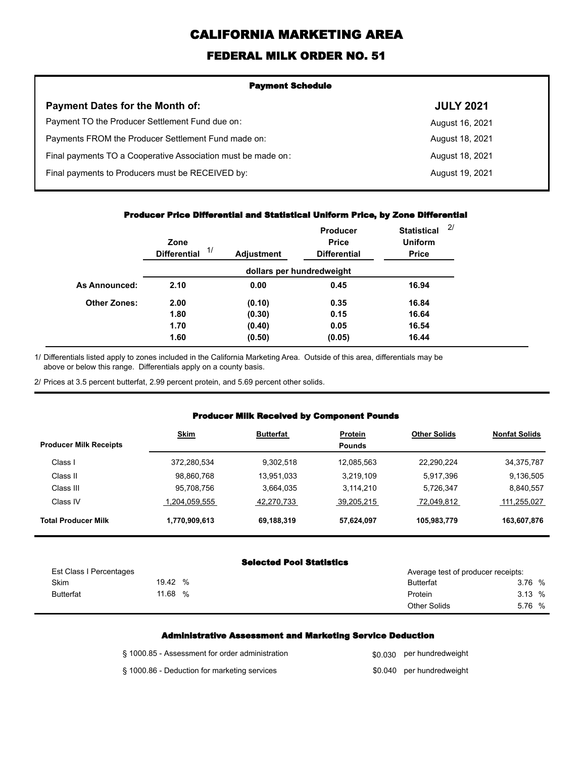# CALIFORNIA MARKETING AREA

## FEDERAL MILK ORDER NO. 51

### Payment Schedule

| Payment Dates for the Month of: | JULY 2021 |
|---|---|
| Payment TO the Producer Settlement Fund due on: | August 16, 2021 |
| Payments FROM the Producer Settlement Fund made on: | August 18, 2021 |
| Final payments TO a Cooperative Association must be made on: | August 18, 2021 |
| Final payments to Producers must be RECEIVED by: | August 19, 2021 |

### Producer Price Differential and Statistical Uniform Price, by Zone Differential

| | Zone Differential 1/ | Adjustment | Producer Price Differential | Statistical Uniform Price 2/ |
|---|---|---|---|---|
| | dollars per hundredweight | | | |
| **As Announced:** | **2.10** | **0.00** | **0.45** | **16.94** |
| **Other Zones:** | **2.00** | **(0.10)** | **0.35** | **16.84** |
| | **1.80** | **(0.30)** | **0.15** | **16.64** |
| | **1.70** | **(0.40)** | **0.05** | **16.54** |
| | **1.60** | **(0.50)** | **(0.05)** | **16.44** |

1/ Differentials listed apply to zones included in the California Marketing Area. Outside of this area, differentials may be above or below this range. Differentials apply on a county basis.

2/ Prices at 3.5 percent butterfat, 2.99 percent protein, and 5.69 percent other solids.

### Producer Milk Received by Component Pounds

| Producer Milk Receipts | Skim | Butterfat | Protein | Other Solids | Nonfat Solids |
|---|---|---|---|---|---|
| | | | Pounds | | |
| Class I | 372,280,534 | 9,302,518 | 12,085,563 | 22,290,224 | 34,375,787 |
| Class II | 98,860,768 | 13,951,033 | 3,219,109 | 5,917,396 | 9,136,505 |
| Class III | 95,708,756 | 3,664,035 | 3,114,210 | 5,726,347 | 8,840,557 |
| Class IV | 1,204,059,555 | 42,270,733 | 39,205,215 | 72,049,812 | 111,255,027 |
| **Total Producer Milk** | **1,770,909,613** | **69,188,319** | **57,624,097** | **105,983,779** | **163,607,876** |

### Selected Pool Statistics

| Est Class I Percentages | | Average test of producer receipts: | |
|---|---|---|---|
| Skim | 19.42 % | Butterfat | 3.76 % |
| Butterfat | 11.68 % | Protein | 3.13 % |
| | | Other Solids | 5.76 % |

### Administrative Assessment and Marketing Service Deduction

| | |
|---|---|
| § 1000.85 - Assessment for order administration | $0.030 per hundredweight |
| § 1000.86 - Deduction for marketing services | $0.040 per hundredweight |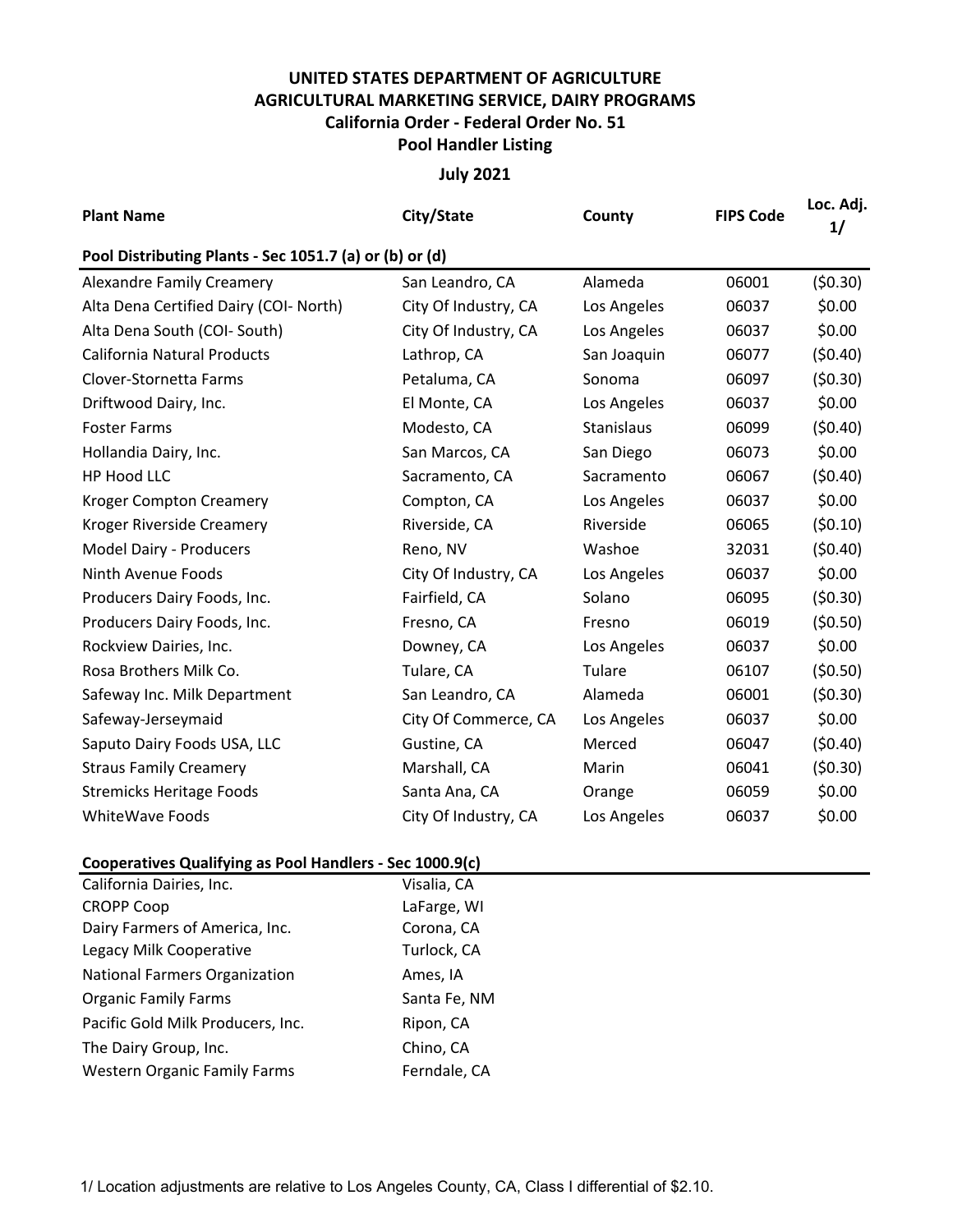# UNITED STATES DEPARTMENT OF AGRICULTURE
## AGRICULTURAL MARKETING SERVICE, DAIRY PROGRAMS
### California Order - Federal Order No. 51
### Pool Handler Listing

**July 2021**

| Plant Name | City/State | County | FIPS Code | Loc. Adj. 1/ |
|---|---|---|---|---|
| **Pool Distributing Plants - Sec 1051.7 (a) or (b) or (d)** | | | | |
| Alexandre Family Creamery | San Leandro, CA | Alameda | 06001 | ($0.30) |
| Alta Dena Certified Dairy (COI- North) | City Of Industry, CA | Los Angeles | 06037 | $0.00 |
| Alta Dena South (COI- South) | City Of Industry, CA | Los Angeles | 06037 | $0.00 |
| California Natural Products | Lathrop, CA | San Joaquin | 06077 | ($0.40) |
| Clover-Stornetta Farms | Petaluma, CA | Sonoma | 06097 | ($0.30) |
| Driftwood Dairy, Inc. | El Monte, CA | Los Angeles | 06037 | $0.00 |
| Foster Farms | Modesto, CA | Stanislaus | 06099 | ($0.40) |
| Hollandia Dairy, Inc. | San Marcos, CA | San Diego | 06073 | $0.00 |
| HP Hood LLC | Sacramento, CA | Sacramento | 06067 | ($0.40) |
| Kroger Compton Creamery | Compton, CA | Los Angeles | 06037 | $0.00 |
| Kroger Riverside Creamery | Riverside, CA | Riverside | 06065 | ($0.10) |
| Model Dairy - Producers | Reno, NV | Washoe | 32031 | ($0.40) |
| Ninth Avenue Foods | City Of Industry, CA | Los Angeles | 06037 | $0.00 |
| Producers Dairy Foods, Inc. | Fairfield, CA | Solano | 06095 | ($0.30) |
| Producers Dairy Foods, Inc. | Fresno, CA | Fresno | 06019 | ($0.50) |
| Rockview Dairies, Inc. | Downey, CA | Los Angeles | 06037 | $0.00 |
| Rosa Brothers Milk Co. | Tulare, CA | Tulare | 06107 | ($0.50) |
| Safeway Inc. Milk Department | San Leandro, CA | Alameda | 06001 | ($0.30) |
| Safeway-Jerseymaid | City Of Commerce, CA | Los Angeles | 06037 | $0.00 |
| Saputo Dairy Foods USA, LLC | Gustine, CA | Merced | 06047 | ($0.40) |
| Straus Family Creamery | Marshall, CA | Marin | 06041 | ($0.30) |
| Stremicks Heritage Foods | Santa Ana, CA | Orange | 06059 | $0.00 |
| WhiteWave Foods | City Of Industry, CA | Los Angeles | 06037 | $0.00 |

**Cooperatives Qualifying as Pool Handlers - Sec 1000.9(c)**

| | |
|---|---|
| California Dairies, Inc. | Visalia, CA |
| CROPP Coop | LaFarge, WI |
| Dairy Farmers of America, Inc. | Corona, CA |
| Legacy Milk Cooperative | Turlock, CA |
| National Farmers Organization | Ames, IA |
| Organic Family Farms | Santa Fe, NM |
| Pacific Gold Milk Producers, Inc. | Ripon, CA |
| The Dairy Group, Inc. | Chino, CA |
| Western Organic Family Farms | Ferndale, CA |

1/ Location adjustments are relative to Los Angeles County, CA, Class I differential of $2.10.